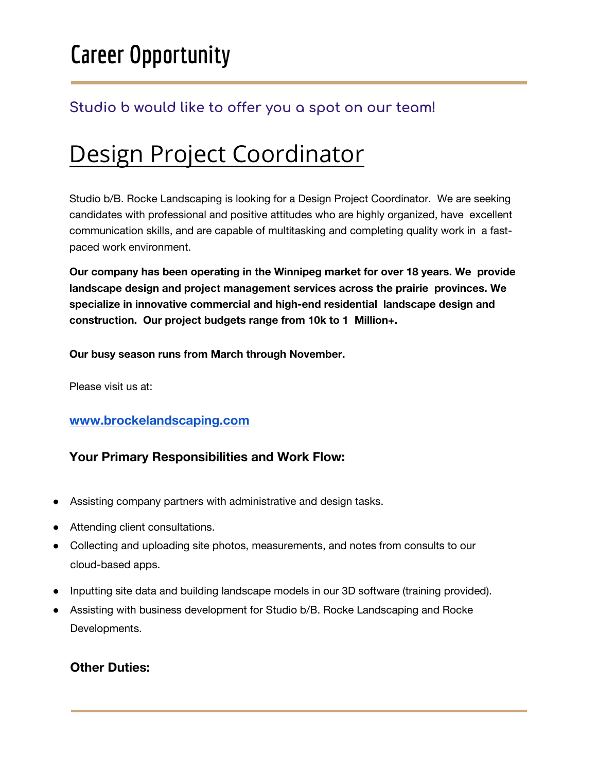# Career Opportunity

### Studio b would like to offer you a spot on our team!

# Design Project Coordinator

Studio b/B. Rocke Landscaping is looking for a Design Project Coordinator. We are seeking candidates with professional and positive attitudes who are highly organized, have excellent communication skills, and are capable of multitasking and completing quality work in a fast-paced work environment.

**Our company has been operating in the Winnipeg market for over 18 years. We provide landscape design and project management services across the prairie provinces. We specialize in innovative commercial and high-end residential landscape design and construction. Our project budgets range from 10k to 1 Million+.**

**Our busy season runs from March through November.**

Please visit us at:

**www.brockelandscaping.com**

### Your Primary Responsibilities and Work Flow:

- Assisting company partners with administrative and design tasks.
- Attending client consultations.
- Collecting and uploading site photos, measurements, and notes from consults to our cloud-based apps.
- Inputting site data and building landscape models in our 3D software (training provided).
- Assisting with business development for Studio b/B. Rocke Landscaping and Rocke Developments.

### Other Duties: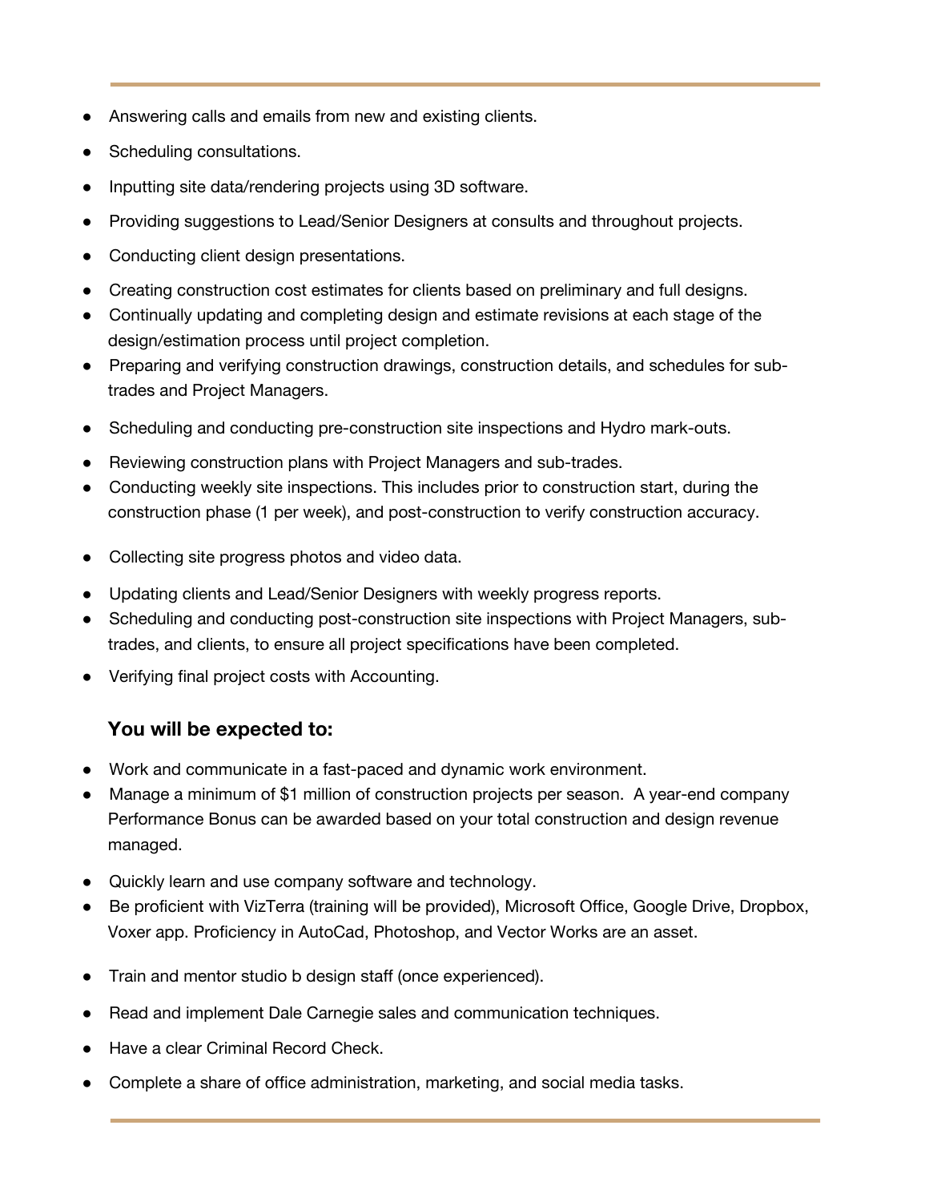- Answering calls and emails from new and existing clients.
- Scheduling consultations.
- Inputting site data/rendering projects using 3D software.
- Providing suggestions to Lead/Senior Designers at consults and throughout projects.
- Conducting client design presentations.
- Creating construction cost estimates for clients based on preliminary and full designs.
- Continually updating and completing design and estimate revisions at each stage of the design/estimation process until project completion.
- Preparing and verifying construction drawings, construction details, and schedules for sub-trades and Project Managers.
- Scheduling and conducting pre-construction site inspections and Hydro mark-outs.
- Reviewing construction plans with Project Managers and sub-trades.
- Conducting weekly site inspections. This includes prior to construction start, during the construction phase (1 per week), and post-construction to verify construction accuracy.
- Collecting site progress photos and video data.
- Updating clients and Lead/Senior Designers with weekly progress reports.
- Scheduling and conducting post-construction site inspections with Project Managers, sub-trades, and clients, to ensure all project specifications have been completed.
- Verifying final project costs with Accounting.

### You will be expected to:

- Work and communicate in a fast-paced and dynamic work environment.
- Manage a minimum of $1 million of construction projects per season. A year-end company Performance Bonus can be awarded based on your total construction and design revenue managed.
- Quickly learn and use company software and technology.
- Be proficient with VizTerra (training will be provided), Microsoft Office, Google Drive, Dropbox, Voxer app. Proficiency in AutoCad, Photoshop, and Vector Works are an asset.
- Train and mentor studio b design staff (once experienced).
- Read and implement Dale Carnegie sales and communication techniques.
- Have a clear Criminal Record Check.
- Complete a share of office administration, marketing, and social media tasks.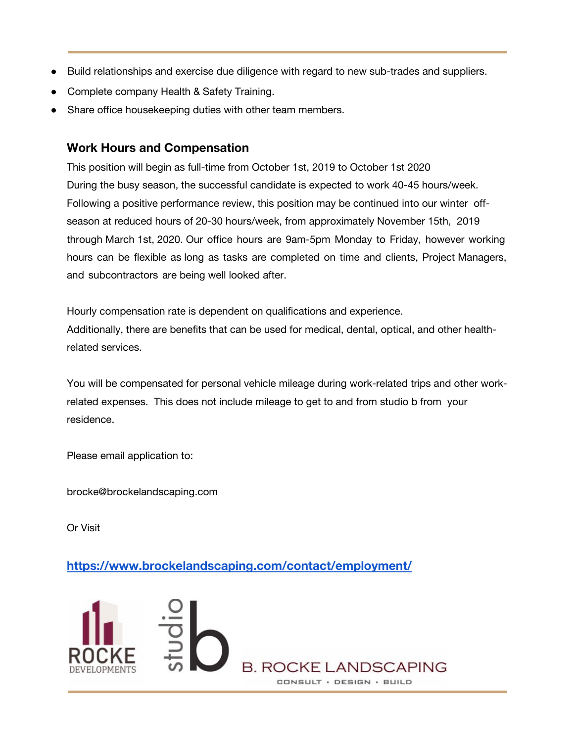- Build relationships and exercise due diligence with regard to new sub-trades and suppliers.
- Complete company Health & Safety Training.
- Share office housekeeping duties with other team members.

### Work Hours and Compensation

This position will begin as full-time from October 1st, 2019 to October 1st 2020
During the busy season, the successful candidate is expected to work 40-45 hours/week. Following a positive performance review, this position may be continued into our winter off-season at reduced hours of 20-30 hours/week, from approximately November 15th, 2019 through March 1st, 2020. Our office hours are 9am-5pm Monday to Friday, however working hours can be flexible as long as tasks are completed on time and clients, Project Managers, and subcontractors are being well looked after.

Hourly compensation rate is dependent on qualifications and experience.
Additionally, there are benefits that can be used for medical, dental, optical, and other health-related services.

You will be compensated for personal vehicle mileage during work-related trips and other work-related expenses. This does not include mileage to get to and from studio b from your residence.

Please email application to:

brocke@brockelandscaping.com

Or Visit

**https://www.brockelandscaping.com/contact/employment/**

ROCKE DEVELOPMENTS studio b B. ROCKE LANDSCAPING CONSULT · DESIGN · BUILD